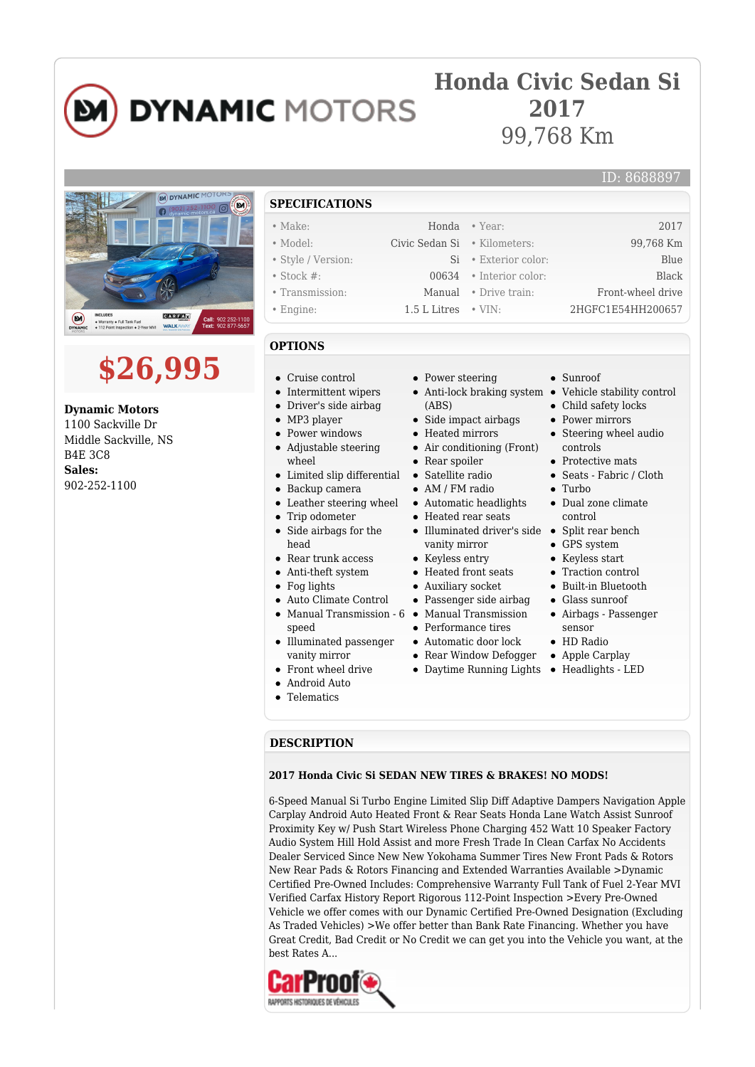# Honda Civic Sedan Si 2017

99,768 Km

ID: 8688897

## $26,995

**Dynamic Motors**
1100 Sackville Dr
Middle Sackville, NS
B4E 3C8
**Sales:**
902-252-1100

## SPECIFICATIONS

| | | | |
|---|---|---|---|
| • Make: | Honda | • Year: | 2017 |
| • Model: | Civic Sedan Si | • Kilometers: | 99,768 Km |
| • Style / Version: | Si | • Exterior color: | Blue |
| • Stock #: | 00634 | • Interior color: | Black |
| • Transmission: | Manual | • Drive train: | Front-wheel drive |
| • Engine: | 1.5 L Litres | • VIN: | 2HGFC1E54HH200657 |

## OPTIONS

- Cruise control
- Intermittent wipers
- Driver's side airbag
- MP3 player
- Power windows
- Adjustable steering wheel
- Limited slip differential
- Backup camera
- Leather steering wheel
- Trip odometer
- Side airbags for the head
- Rear trunk access
- Anti-theft system
- Fog lights
- Auto Climate Control
- Manual Transmission - 6 speed
- Illuminated passenger vanity mirror
- Front wheel drive
- Android Auto
- Telematics
- Power steering
- Anti-lock braking system (ABS)
- Side impact airbags
- Heated mirrors
- Air conditioning (Front)
- Rear spoiler
- Satellite radio
- AM / FM radio
- Automatic headlights
- Heated rear seats
- Illuminated driver's side vanity mirror
- Keyless entry
- Heated front seats
- Auxiliary socket
- Passenger side airbag
- Manual Transmission
- Performance tires
- Automatic door lock
- Rear Window Defogger
- Daytime Running Lights
- Sunroof
- Vehicle stability control
- Child safety locks
- Power mirrors
- Steering wheel audio controls
- Protective mats
- Seats - Fabric / Cloth
- Turbo
- Dual zone climate control
- Split rear bench
- GPS system
- Keyless start
- Traction control
- Built-in Bluetooth
- Glass sunroof
- Airbags - Passenger sensor
- HD Radio
- Apple Carplay
- Headlights - LED

## DESCRIPTION

**2017 Honda Civic Si SEDAN NEW TIRES & BRAKES! NO MODS!**

6-Speed Manual Si Turbo Engine Limited Slip Diff Adaptive Dampers Navigation Apple Carplay Android Auto Heated Front & Rear Seats Honda Lane Watch Assist Sunroof Proximity Key w/ Push Start Wireless Phone Charging 452 Watt 10 Speaker Factory Audio System Hill Hold Assist and more Fresh Trade In Clean Carfax No Accidents Dealer Serviced Since New New Yokohama Summer Tires New Front Pads & Rotors New Rear Pads & Rotors Financing and Extended Warranties Available >Dynamic Certified Pre-Owned Includes: Comprehensive Warranty Full Tank of Fuel 2-Year MVI Verified Carfax History Report Rigorous 112-Point Inspection >Every Pre-Owned Vehicle we offer comes with our Dynamic Certified Pre-Owned Designation (Excluding As Traded Vehicles) >We offer better than Bank Rate Financing. Whether you have Great Credit, Bad Credit or No Credit we can get you into the Vehicle you want, at the best Rates A...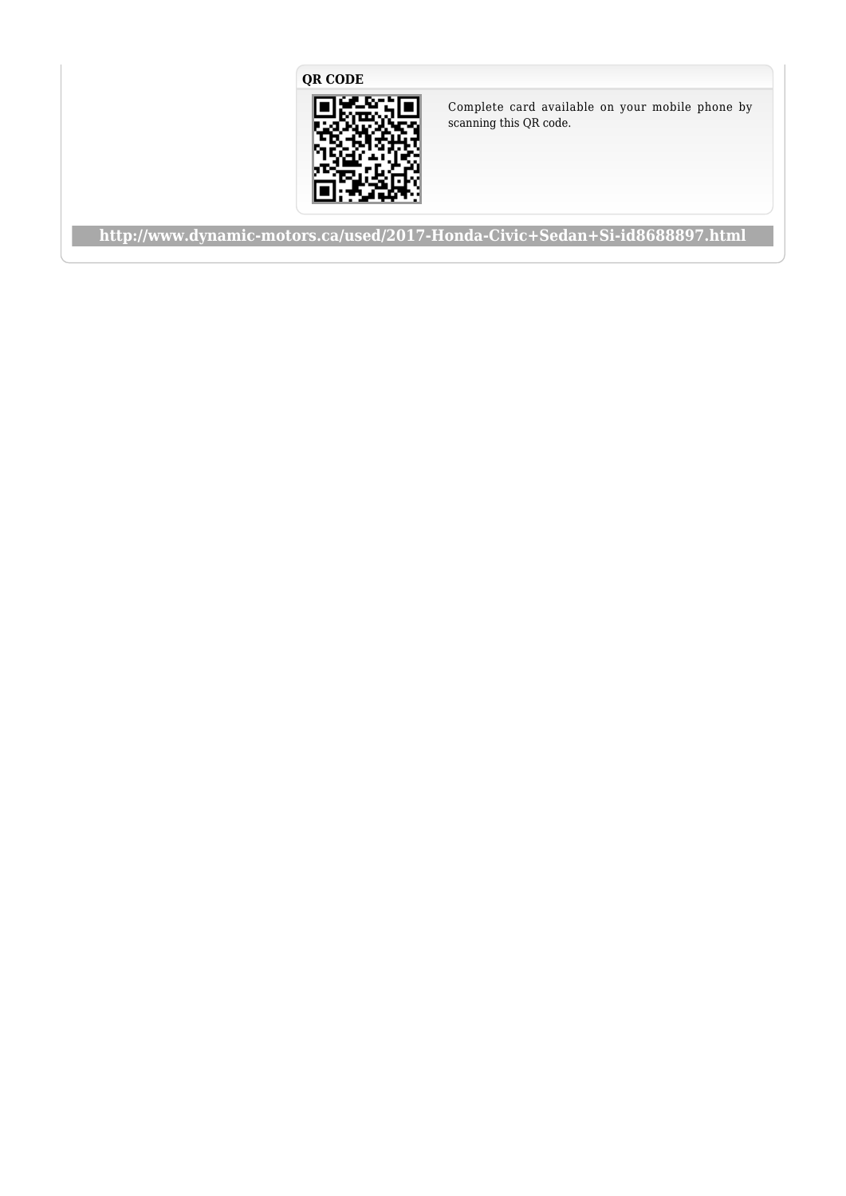**QR CODE**

Complete card available on your mobile phone by scanning this QR code.

**http://www.dynamic-motors.ca/used/2017-Honda-Civic+Sedan+Si-id8688897.html**